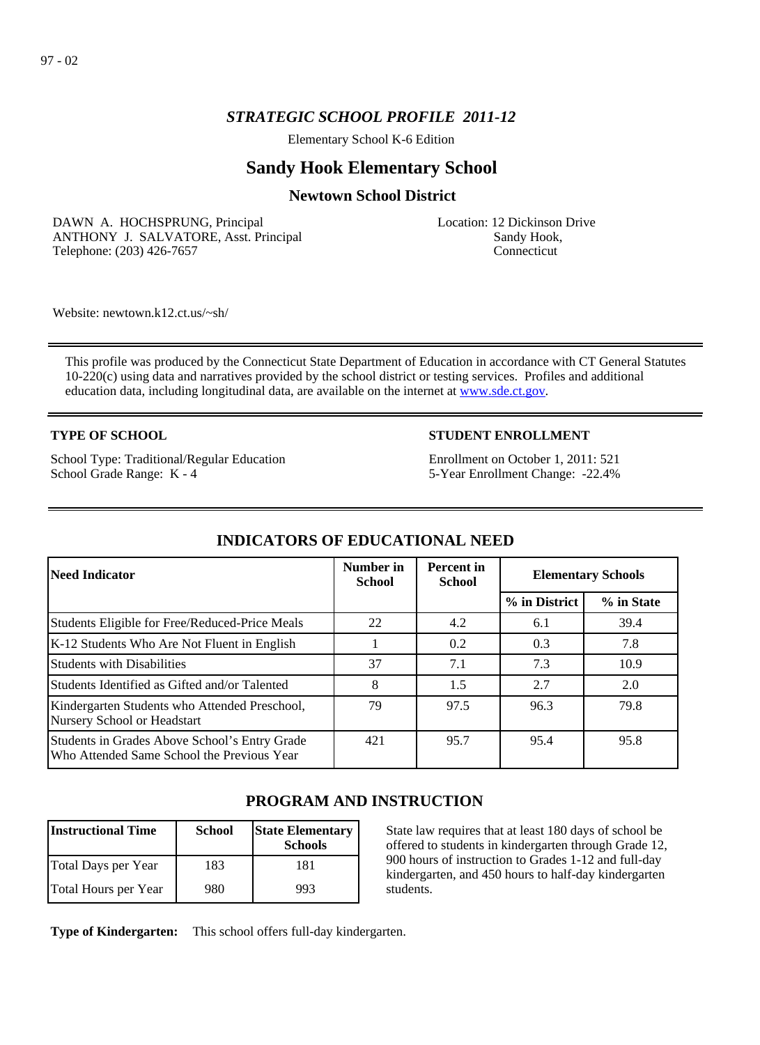97 - 02

# *STRATEGIC SCHOOL PROFILE 2011-12*

Elementary School K-6 Edition

## Sandy Hook Elementary School

### Newtown School District

DAWN A. HOCHSPRUNG, Principal
ANTHONY J. SALVATORE, Asst. Principal
Telephone: (203) 426-7657

Location: 12 Dickinson Drive
Sandy Hook,
Connecticut

Website: newtown.k12.ct.us/~sh/

This profile was produced by the Connecticut State Department of Education in accordance with CT General Statutes 10-220(c) using data and narratives provided by the school district or testing services. Profiles and additional education data, including longitudinal data, are available on the internet at www.sde.ct.gov.

**TYPE OF SCHOOL**

School Type: Traditional/Regular Education
School Grade Range: K - 4

**STUDENT ENROLLMENT**

Enrollment on October 1, 2011: 521
5-Year Enrollment Change: -22.4%

## INDICATORS OF EDUCATIONAL NEED

| Need Indicator | Number in School | Percent in School | Elementary Schools | |
|---|---|---|---|---|
| | | | % in District | % in State |
| Students Eligible for Free/Reduced-Price Meals | 22 | 4.2 | 6.1 | 39.4 |
| K-12 Students Who Are Not Fluent in English | 1 | 0.2 | 0.3 | 7.8 |
| Students with Disabilities | 37 | 7.1 | 7.3 | 10.9 |
| Students Identified as Gifted and/or Talented | 8 | 1.5 | 2.7 | 2.0 |
| Kindergarten Students who Attended Preschool, Nursery School or Headstart | 79 | 97.5 | 96.3 | 79.8 |
| Students in Grades Above School's Entry Grade Who Attended Same School the Previous Year | 421 | 95.7 | 95.4 | 95.8 |

## PROGRAM AND INSTRUCTION

| Instructional Time | School | State Elementary Schools |
|---|---|---|
| Total Days per Year | 183 | 181 |
| Total Hours per Year | 980 | 993 |

State law requires that at least 180 days of school be offered to students in kindergarten through Grade 12, 900 hours of instruction to Grades 1-12 and full-day kindergarten, and 450 hours to half-day kindergarten students.

**Type of Kindergarten:** This school offers full-day kindergarten.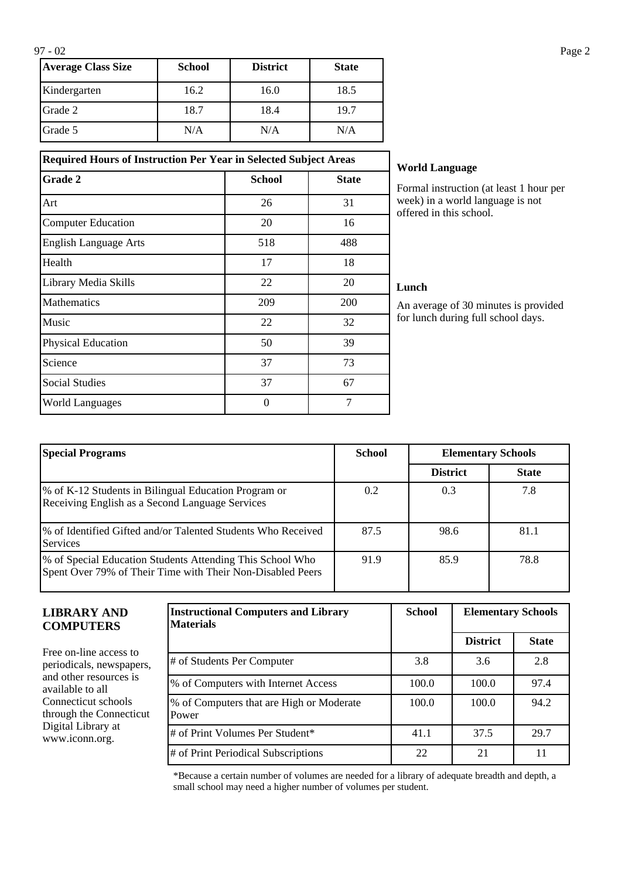| Average Class Size | School | District | State |
| --- | --- | --- | --- |
| Kindergarten | 16.2 | 16.0 | 18.5 |
| Grade 2 | 18.7 | 18.4 | 19.7 |
| Grade 5 | N/A | N/A | N/A |

| Required Hours of Instruction Per Year in Selected Subject Areas | | |
| --- | --- | --- |
| **Grade 2** | **School** | **State** |
| Art | 26 | 31 |
| Computer Education | 20 | 16 |
| English Language Arts | 518 | 488 |
| Health | 17 | 18 |
| Library Media Skills | 22 | 20 |
| Mathematics | 209 | 200 |
| Music | 22 | 32 |
| Physical Education | 50 | 39 |
| Science | 37 | 73 |
| Social Studies | 37 | 67 |
| World Languages | 0 | 7 |

**World Language**

Formal instruction (at least 1 hour per week) in a world language is not offered in this school.

**Lunch**

An average of 30 minutes is provided for lunch during full school days.

| Special Programs | School | Elementary Schools | |
| --- | --- | --- | --- |
| | | **District** | **State** |
| % of K-12 Students in Bilingual Education Program or Receiving English as a Second Language Services | 0.2 | 0.3 | 7.8 |
| % of Identified Gifted and/or Talented Students Who Received Services | 87.5 | 98.6 | 81.1 |
| % of Special Education Students Attending This School Who Spent Over 79% of Their Time with Their Non-Disabled Peers | 91.9 | 85.9 | 78.8 |

## LIBRARY AND COMPUTERS

Free on-line access to periodicals, newspapers, and other resources is available to all Connecticut schools through the Connecticut Digital Library at www.iconn.org.

| Instructional Computers and Library Materials | School | Elementary Schools | |
| --- | --- | --- | --- |
| | | **District** | **State** |
| # of Students Per Computer | 3.8 | 3.6 | 2.8 |
| % of Computers with Internet Access | 100.0 | 100.0 | 97.4 |
| % of Computers that are High or Moderate Power | 100.0 | 100.0 | 94.2 |
| # of Print Volumes Per Student* | 41.1 | 37.5 | 29.7 |
| # of Print Periodical Subscriptions | 22 | 21 | 11 |

*Because a certain number of volumes are needed for a library of adequate breadth and depth, a small school may need a higher number of volumes per student.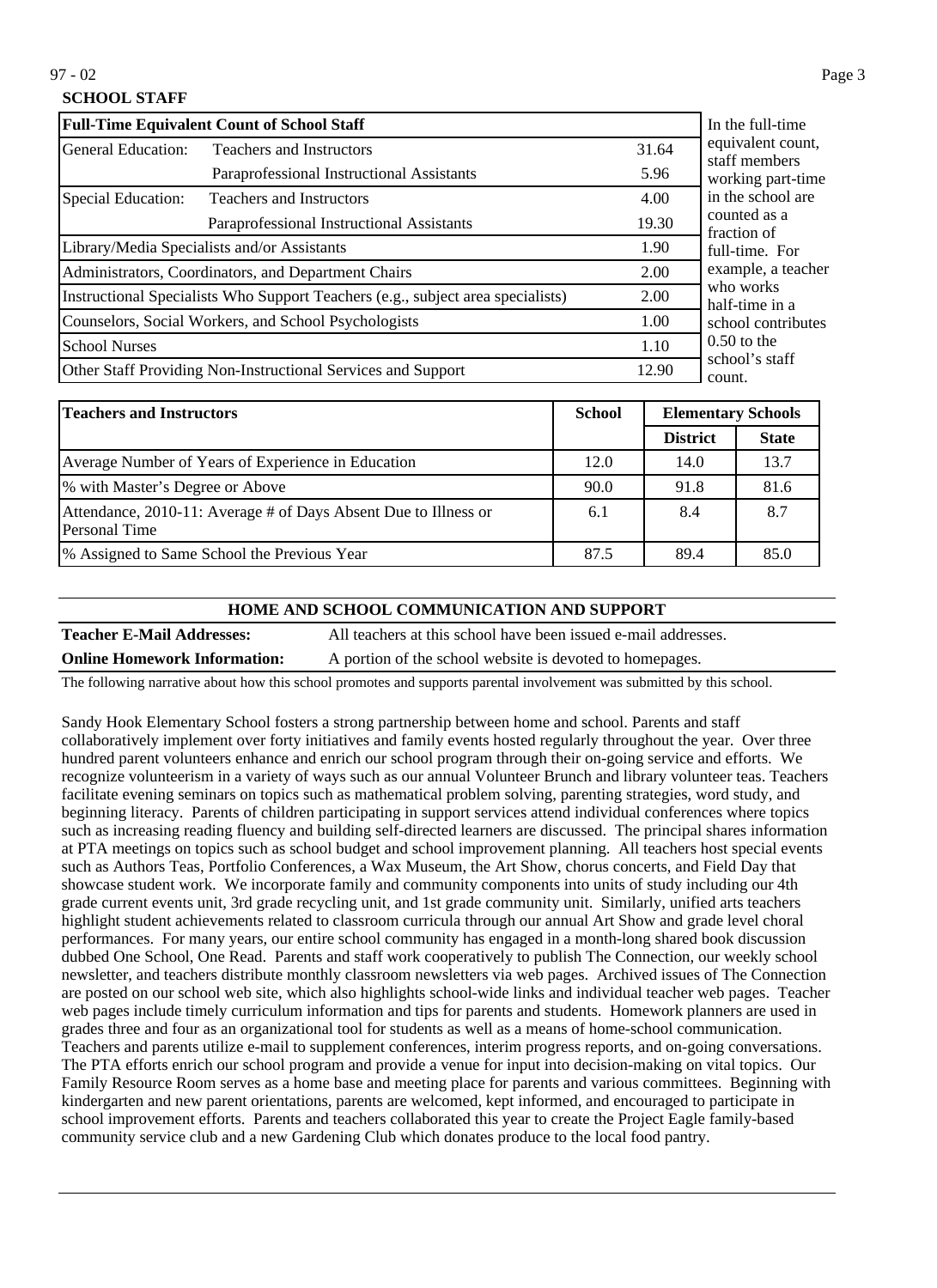97 - 02

## SCHOOL STAFF

| Full-Time Equivalent Count of School Staff | | |
|---|---|---|
| General Education: | Teachers and Instructors | 31.64 |
| | Paraprofessional Instructional Assistants | 5.96 |
| Special Education: | Teachers and Instructors | 4.00 |
| | Paraprofessional Instructional Assistants | 19.30 |
| Library/Media Specialists and/or Assistants | | 1.90 |
| Administrators, Coordinators, and Department Chairs | | 2.00 |
| Instructional Specialists Who Support Teachers (e.g., subject area specialists) | | 2.00 |
| Counselors, Social Workers, and School Psychologists | | 1.00 |
| School Nurses | | 1.10 |
| Other Staff Providing Non-Instructional Services and Support | | 12.90 |

In the full-time equivalent count, staff members working part-time in the school are counted as a fraction of full-time. For example, a teacher who works half-time in a school contributes 0.50 to the school's staff count.

| Teachers and Instructors | School | Elementary Schools | |
|---|---|---|---|
| | | District | State |
| Average Number of Years of Experience in Education | 12.0 | 14.0 | 13.7 |
| % with Master's Degree or Above | 90.0 | 91.8 | 81.6 |
| Attendance, 2010-11: Average # of Days Absent Due to Illness or Personal Time | 6.1 | 8.4 | 8.7 |
| % Assigned to Same School the Previous Year | 87.5 | 89.4 | 85.0 |

## HOME AND SCHOOL COMMUNICATION AND SUPPORT

**Teacher E-Mail Addresses:** All teachers at this school have been issued e-mail addresses.

**Online Homework Information:** A portion of the school website is devoted to homepages.

The following narrative about how this school promotes and supports parental involvement was submitted by this school.

Sandy Hook Elementary School fosters a strong partnership between home and school. Parents and staff collaboratively implement over forty initiatives and family events hosted regularly throughout the year. Over three hundred parent volunteers enhance and enrich our school program through their on-going service and efforts. We recognize volunteerism in a variety of ways such as our annual Volunteer Brunch and library volunteer teas. Teachers facilitate evening seminars on topics such as mathematical problem solving, parenting strategies, word study, and beginning literacy. Parents of children participating in support services attend individual conferences where topics such as increasing reading fluency and building self-directed learners are discussed. The principal shares information at PTA meetings on topics such as school budget and school improvement planning. All teachers host special events such as Authors Teas, Portfolio Conferences, a Wax Museum, the Art Show, chorus concerts, and Field Day that showcase student work. We incorporate family and community components into units of study including our 4th grade current events unit, 3rd grade recycling unit, and 1st grade community unit. Similarly, unified arts teachers highlight student achievements related to classroom curricula through our annual Art Show and grade level choral performances. For many years, our entire school community has engaged in a month-long shared book discussion dubbed One School, One Read. Parents and staff work cooperatively to publish The Connection, our weekly school newsletter, and teachers distribute monthly classroom newsletters via web pages. Archived issues of The Connection are posted on our school web site, which also highlights school-wide links and individual teacher web pages. Teacher web pages include timely curriculum information and tips for parents and students. Homework planners are used in grades three and four as an organizational tool for students as well as a means of home-school communication. Teachers and parents utilize e-mail to supplement conferences, interim progress reports, and on-going conversations. The PTA efforts enrich our school program and provide a venue for input into decision-making on vital topics. Our Family Resource Room serves as a home base and meeting place for parents and various committees. Beginning with kindergarten and new parent orientations, parents are welcomed, kept informed, and encouraged to participate in school improvement efforts. Parents and teachers collaborated this year to create the Project Eagle family-based community service club and a new Gardening Club which donates produce to the local food pantry.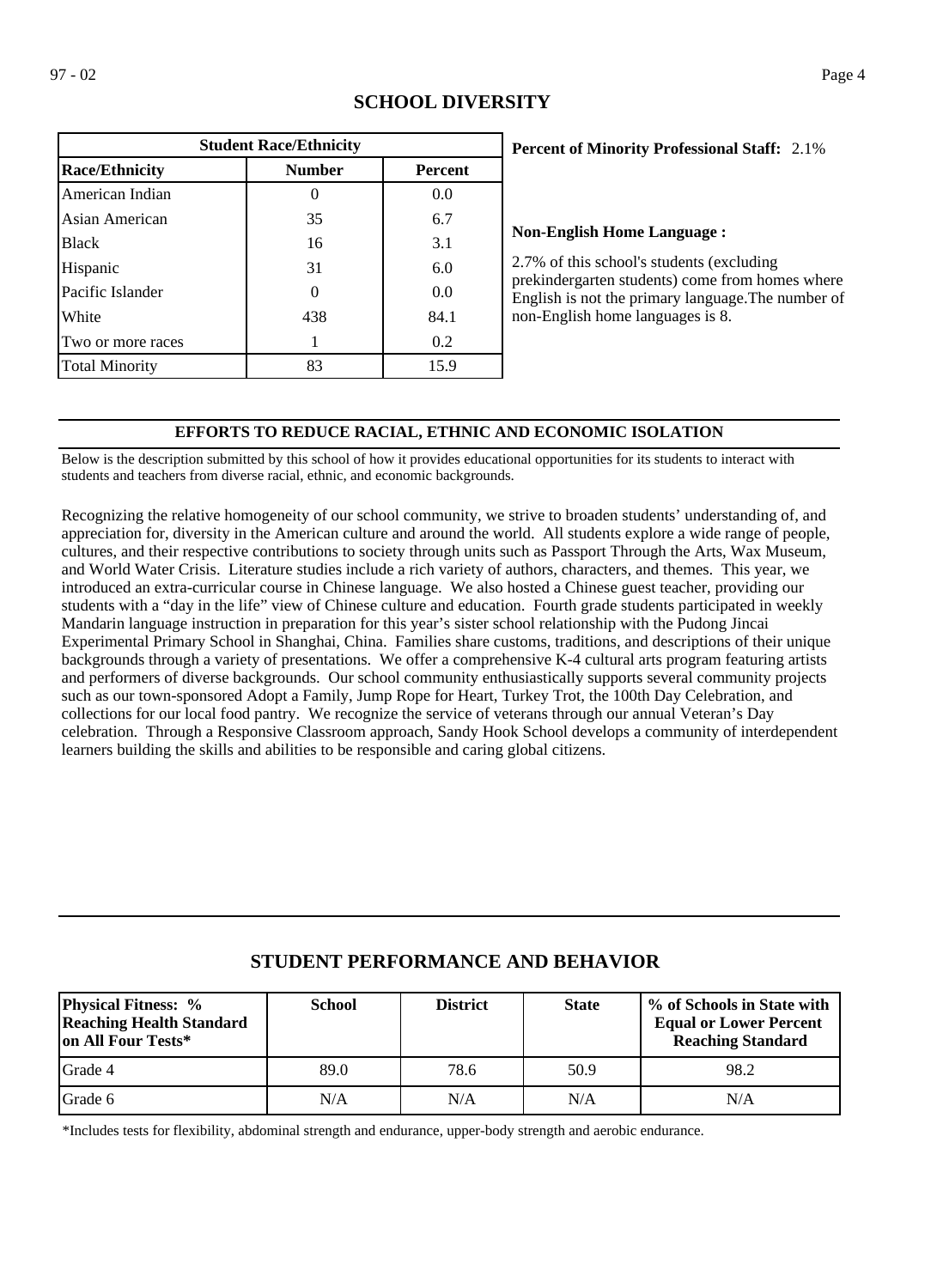## SCHOOL DIVERSITY

| Student Race/Ethnicity | | |
|---|---|---|
| **Race/Ethnicity** | **Number** | **Percent** |
| American Indian | 0 | 0.0 |
| Asian American | 35 | 6.7 |
| Black | 16 | 3.1 |
| Hispanic | 31 | 6.0 |
| Pacific Islander | 0 | 0.0 |
| White | 438 | 84.1 |
| Two or more races | 1 | 0.2 |
| Total Minority | 83 | 15.9 |

**Percent of Minority Professional Staff:** 2.1%

**Non-English Home Language :**

2.7% of this school's students (excluding prekindergarten students) come from homes where English is not the primary language.The number of non-English home languages is 8.

### EFFORTS TO REDUCE RACIAL, ETHNIC AND ECONOMIC ISOLATION

Below is the description submitted by this school of how it provides educational opportunities for its students to interact with students and teachers from diverse racial, ethnic, and economic backgrounds.

Recognizing the relative homogeneity of our school community, we strive to broaden students' understanding of, and appreciation for, diversity in the American culture and around the world. All students explore a wide range of people, cultures, and their respective contributions to society through units such as Passport Through the Arts, Wax Museum, and World Water Crisis. Literature studies include a rich variety of authors, characters, and themes. This year, we introduced an extra-curricular course in Chinese language. We also hosted a Chinese guest teacher, providing our students with a "day in the life" view of Chinese culture and education. Fourth grade students participated in weekly Mandarin language instruction in preparation for this year's sister school relationship with the Pudong Jincai Experimental Primary School in Shanghai, China. Families share customs, traditions, and descriptions of their unique backgrounds through a variety of presentations. We offer a comprehensive K-4 cultural arts program featuring artists and performers of diverse backgrounds. Our school community enthusiastically supports several community projects such as our town-sponsored Adopt a Family, Jump Rope for Heart, Turkey Trot, the 100th Day Celebration, and collections for our local food pantry. We recognize the service of veterans through our annual Veteran's Day celebration. Through a Responsive Classroom approach, Sandy Hook School develops a community of interdependent learners building the skills and abilities to be responsible and caring global citizens.

## STUDENT PERFORMANCE AND BEHAVIOR

| Physical Fitness: % Reaching Health Standard on All Four Tests* | School | District | State | % of Schools in State with Equal or Lower Percent Reaching Standard |
|---|---|---|---|---|
| Grade 4 | 89.0 | 78.6 | 50.9 | 98.2 |
| Grade 6 | N/A | N/A | N/A | N/A |

*Includes tests for flexibility, abdominal strength and endurance, upper-body strength and aerobic endurance.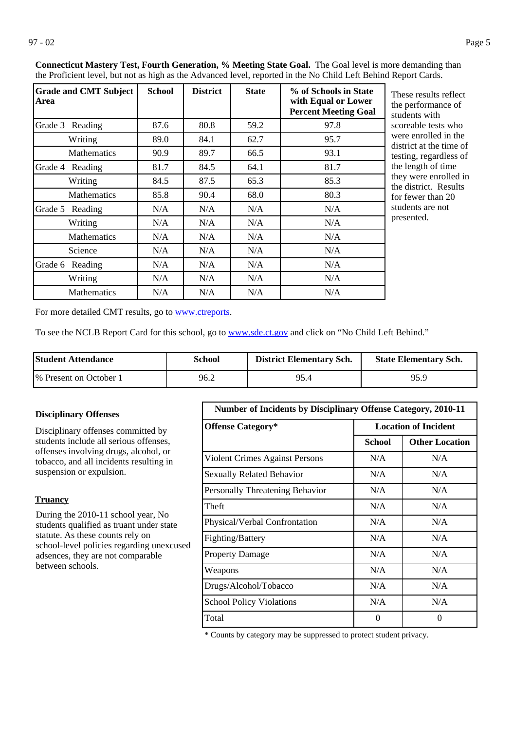**Connecticut Mastery Test, Fourth Generation, % Meeting State Goal.** The Goal level is more demanding than the Proficient level, but not as high as the Advanced level, reported in the No Child Left Behind Report Cards.

| Grade and CMT Subject Area | School | District | State | % of Schools in State with Equal or Lower Percent Meeting Goal |
|---|---|---|---|---|
| Grade 3 Reading | 87.6 | 80.8 | 59.2 | 97.8 |
| Writing | 89.0 | 84.1 | 62.7 | 95.7 |
| Mathematics | 90.9 | 89.7 | 66.5 | 93.1 |
| Grade 4 Reading | 81.7 | 84.5 | 64.1 | 81.7 |
| Writing | 84.5 | 87.5 | 65.3 | 85.3 |
| Mathematics | 85.8 | 90.4 | 68.0 | 80.3 |
| Grade 5 Reading | N/A | N/A | N/A | N/A |
| Writing | N/A | N/A | N/A | N/A |
| Mathematics | N/A | N/A | N/A | N/A |
| Science | N/A | N/A | N/A | N/A |
| Grade 6 Reading | N/A | N/A | N/A | N/A |
| Writing | N/A | N/A | N/A | N/A |
| Mathematics | N/A | N/A | N/A | N/A |

These results reflect the performance of students with scoreable tests who were enrolled in the district at the time of testing, regardless of the length of time they were enrolled in the district. Results for fewer than 20 students are not presented.

For more detailed CMT results, go to www.ctreports.

To see the NCLB Report Card for this school, go to www.sde.ct.gov and click on "No Child Left Behind."

| Student Attendance | School | District Elementary Sch. | State Elementary Sch. |
|---|---|---|---|
| % Present on October 1 | 96.2 | 95.4 | 95.9 |

**Disciplinary Offenses**

Disciplinary offenses committed by students include all serious offenses, offenses involving drugs, alcohol, or tobacco, and all incidents resulting in suspension or expulsion.

**Truancy**

During the 2010-11 school year, No students qualified as truant under state statute. As these counts rely on school-level policies regarding unexcused adsences, they are not comparable between schools.

| Number of Incidents by Disciplinary Offense Category, 2010-11 | | |
|---|---|---|
| Offense Category* | Location of Incident | |
| | School | Other Location |
| Violent Crimes Against Persons | N/A | N/A |
| Sexually Related Behavior | N/A | N/A |
| Personally Threatening Behavior | N/A | N/A |
| Theft | N/A | N/A |
| Physical/Verbal Confrontation | N/A | N/A |
| Fighting/Battery | N/A | N/A |
| Property Damage | N/A | N/A |
| Weapons | N/A | N/A |
| Drugs/Alcohol/Tobacco | N/A | N/A |
| School Policy Violations | N/A | N/A |
| Total | 0 | 0 |

* Counts by category may be suppressed to protect student privacy.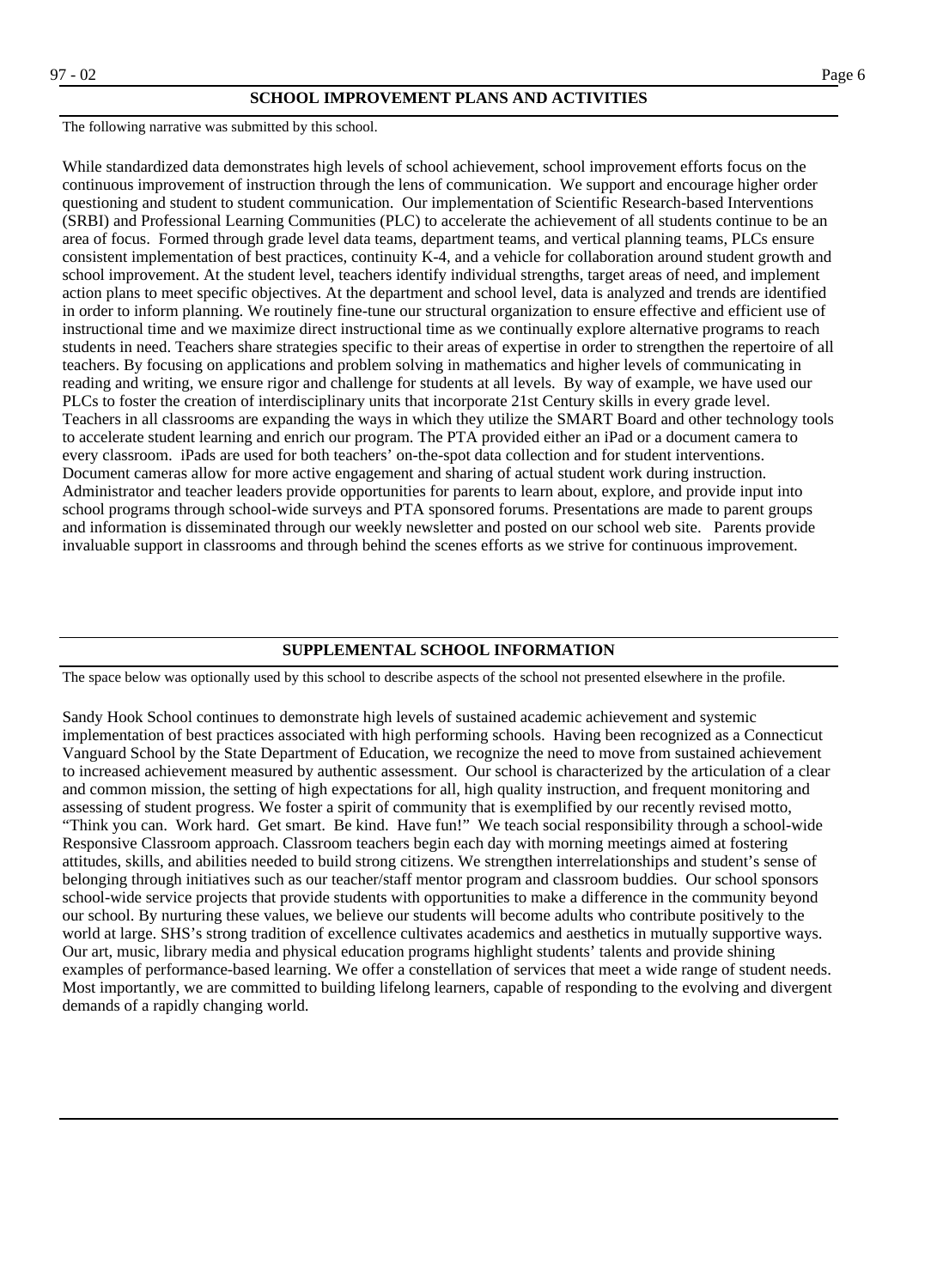## SCHOOL IMPROVEMENT PLANS AND ACTIVITIES

The following narrative was submitted by this school.

While standardized data demonstrates high levels of school achievement, school improvement efforts focus on the continuous improvement of instruction through the lens of communication. We support and encourage higher order questioning and student to student communication. Our implementation of Scientific Research-based Interventions (SRBI) and Professional Learning Communities (PLC) to accelerate the achievement of all students continue to be an area of focus. Formed through grade level data teams, department teams, and vertical planning teams, PLCs ensure consistent implementation of best practices, continuity K-4, and a vehicle for collaboration around student growth and school improvement. At the student level, teachers identify individual strengths, target areas of need, and implement action plans to meet specific objectives. At the department and school level, data is analyzed and trends are identified in order to inform planning. We routinely fine-tune our structural organization to ensure effective and efficient use of instructional time and we maximize direct instructional time as we continually explore alternative programs to reach students in need. Teachers share strategies specific to their areas of expertise in order to strengthen the repertoire of all teachers. By focusing on applications and problem solving in mathematics and higher levels of communicating in reading and writing, we ensure rigor and challenge for students at all levels. By way of example, we have used our PLCs to foster the creation of interdisciplinary units that incorporate 21st Century skills in every grade level. Teachers in all classrooms are expanding the ways in which they utilize the SMART Board and other technology tools to accelerate student learning and enrich our program. The PTA provided either an iPad or a document camera to every classroom. iPads are used for both teachers' on-the-spot data collection and for student interventions. Document cameras allow for more active engagement and sharing of actual student work during instruction. Administrator and teacher leaders provide opportunities for parents to learn about, explore, and provide input into school programs through school-wide surveys and PTA sponsored forums. Presentations are made to parent groups and information is disseminated through our weekly newsletter and posted on our school web site. Parents provide invaluable support in classrooms and through behind the scenes efforts as we strive for continuous improvement.

## SUPPLEMENTAL SCHOOL INFORMATION

The space below was optionally used by this school to describe aspects of the school not presented elsewhere in the profile.

Sandy Hook School continues to demonstrate high levels of sustained academic achievement and systemic implementation of best practices associated with high performing schools. Having been recognized as a Connecticut Vanguard School by the State Department of Education, we recognize the need to move from sustained achievement to increased achievement measured by authentic assessment. Our school is characterized by the articulation of a clear and common mission, the setting of high expectations for all, high quality instruction, and frequent monitoring and assessing of student progress. We foster a spirit of community that is exemplified by our recently revised motto, "Think you can. Work hard. Get smart. Be kind. Have fun!" We teach social responsibility through a school-wide Responsive Classroom approach. Classroom teachers begin each day with morning meetings aimed at fostering attitudes, skills, and abilities needed to build strong citizens. We strengthen interrelationships and student's sense of belonging through initiatives such as our teacher/staff mentor program and classroom buddies. Our school sponsors school-wide service projects that provide students with opportunities to make a difference in the community beyond our school. By nurturing these values, we believe our students will become adults who contribute positively to the world at large. SHS's strong tradition of excellence cultivates academics and aesthetics in mutually supportive ways. Our art, music, library media and physical education programs highlight students' talents and provide shining examples of performance-based learning. We offer a constellation of services that meet a wide range of student needs. Most importantly, we are committed to building lifelong learners, capable of responding to the evolving and divergent demands of a rapidly changing world.